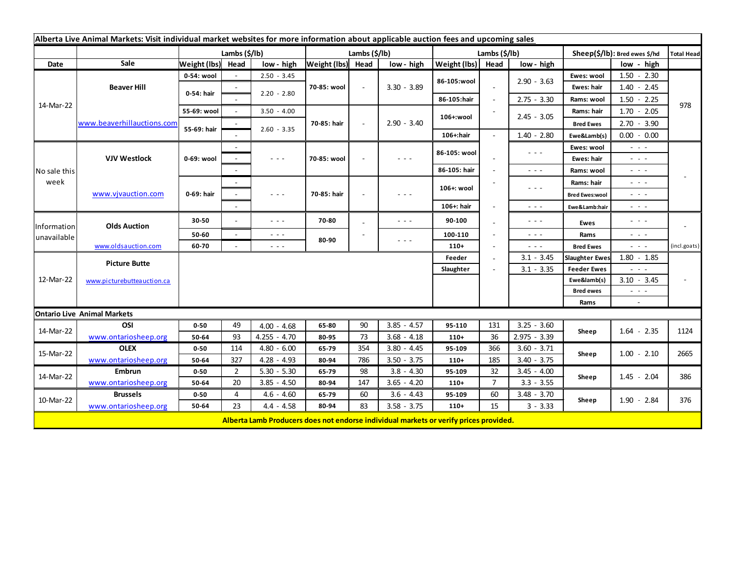**Alberta Live Animal Markets: Visit individual market websites for more information about applicable auction fees and upcoming sales**

| Date | Sale | Lambs ($/lb) Weight (lbs) | Head | low - high | Lambs ($/lb) Weight (lbs) | Head | low - high | Lambs ($/lb) Weight (lbs) | Head | low - high | Sheep($/lb): Bred ewes $/hd | low - high | Total Head |
|---|---|---|---|---|---|---|---|---|---|---|---|---|---|
| 14-Mar-22 | Beaver Hill | 0-54: wool | - | 2.50 - 3.45 | 70-85: wool | - | 3.30 - 3.89 | 86-105:wool | - | 2.90 - 3.63 | Ewes: wool | 1.50 - 2.30 | 978 |
| | | 0-54: hair | - | 2.20 - 2.80 | | | | | | | Ewes: hair | 1.40 - 2.45 | |
| | | | - | | | | | 86-105:hair | - | 2.75 - 3.30 | Rams: wool | 1.50 - 2.25 | |
| | | 55-69: wool | - | 3.50 - 4.00 | 70-85: hair | - | 2.90 - 3.40 | 106+:wool | - | 2.45 - 3.05 | Rams: hair | 1.70 - 2.05 | |
| | www.beaverhillauctions.com | 55-69: hair | - | 2.60 - 3.35 | | | | | | | Bred Ewes | 2.70 - 3.90 | |
| | | | - | | | | | 106+:hair | - | 1.40 - 2.80 | Ewe&Lamb(s) | 0.00 - 0.00 | |
| No sale this week | VJV Westlock | 0-69: wool | - | - - - | 70-85: wool | - | - - - | 86-105: wool | - | - - - | Ewes: wool | - - - | - |
| | | | - | | | | | | | | Ewes: hair | - - - | |
| | | | - | | | | | 86-105: hair | - | - - - | Rams: wool | - - - | |
| | | 0-69: hair | - | - - - | 70-85: hair | - | - - - | 106+: wool | - | - - - | Rams: hair | - - - | |
| | www.vjvauction.com | | - | | | | | | | | Bred Ewes:wool | - - - | |
| | | | - | | | | | 106+: hair | - | - - - | Ewe&Lamb:hair | - - - | |
| Information unavailable | Olds Auction | 30-50 | - | - - - | 70-80 | - | - - - | 90-100 | - | - - - | Ewes | - - - | - |
| | | 50-60 | - | - - - | 80-90 | - | - - - | 100-110 | - | - - - | Rams | - - - | |
| | www.oldsauction.com | 60-70 | - | - - - | | | | 110+ | - | - - - | Bred Ewes | - - - | (incl.goats) |
| 12-Mar-22 | Picture Butte | | | | | | | Feeder | - | 3.1 - 3.45 | Slaughter Ewes | 1.80 - 1.85 | - |
| | | | | | | | | Slaughter | - | 3.1 - 3.35 | Feeder Ewes | - - - | |
| | www.picturebutteauction.ca | | | | | | | | | | Ewe&lamb(s) | 3.10 - 3.45 | |
| | | | | | | | | | | | Bred ewes | - - - | |
| | | | | | | | | | | | Rams | - | |

**Ontario Live Animal Markets**

| Date | Sale | Weight (lbs) | Head | low - high | Weight (lbs) | Head | low - high | Weight (lbs) | Head | low - high | | low - high | Total Head |
|---|---|---|---|---|---|---|---|---|---|---|---|---|---|
| 14-Mar-22 | OSI | 0-50 | 49 | 4.00 - 4.68 | 65-80 | 90 | 3.85 - 4.57 | 95-110 | 131 | 3.25 - 3.60 | Sheep | 1.64 - 2.35 | 1124 |
| | www.ontariosheep.org | 50-64 | 93 | 4.255 - 4.70 | 80-95 | 73 | 3.68 - 4.18 | 110+ | 36 | 2.975 - 3.39 | | | |
| 15-Mar-22 | OLEX | 0-50 | 114 | 4.80 - 6.00 | 65-79 | 354 | 3.80 - 4.45 | 95-109 | 366 | 3.60 - 3.71 | Sheep | 1.00 - 2.10 | 2665 |
| | www.ontariosheep.org | 50-64 | 327 | 4.28 - 4.93 | 80-94 | 786 | 3.50 - 3.75 | 110+ | 185 | 3.40 - 3.75 | | | |
| 14-Mar-22 | Embrun | 0-50 | 2 | 5.30 - 5.30 | 65-79 | 98 | 3.8 - 4.30 | 95-109 | 32 | 3.45 - 4.00 | Sheep | 1.45 - 2.04 | 386 |
| | www.ontariosheep.org | 50-64 | 20 | 3.85 - 4.50 | 80-94 | 147 | 3.65 - 4.20 | 110+ | 7 | 3.3 - 3.55 | | | |
| 10-Mar-22 | Brussels | 0-50 | 4 | 4.6 - 4.60 | 65-79 | 60 | 3.6 - 4.43 | 95-109 | 60 | 3.48 - 3.70 | Sheep | 1.90 - 2.84 | 376 |
| | www.ontariosheep.org | 50-64 | 23 | 4.4 - 4.58 | 80-94 | 83 | 3.58 - 3.75 | 110+ | 15 | 3 - 3.33 | | | |

**Alberta Lamb Producers does not endorse individual markets or verify prices provided.**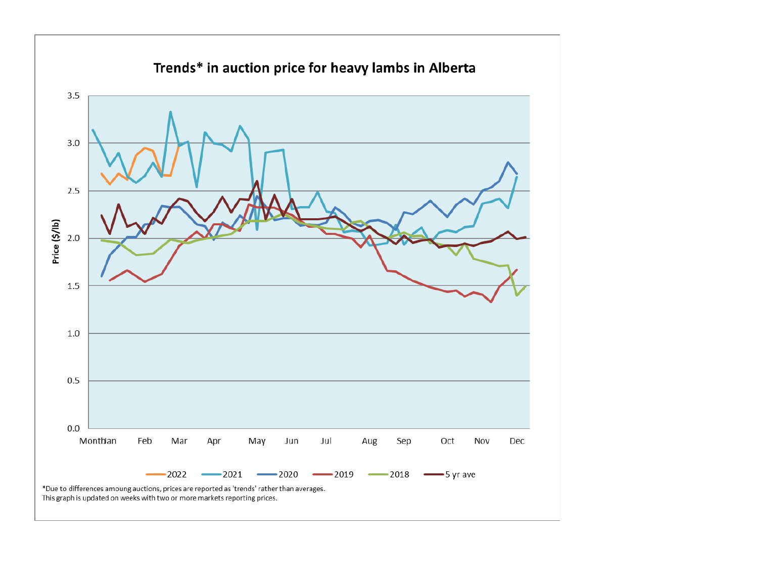# Trends* in auction price for heavy lambs in Alberta

Price ($/lb)

3.5
3.0
2.5
2.0
1.5
1.0
0.5
0.0

Month Jan Feb Mar Apr May Jun Jul Aug Sep Oct Nov Dec

2022 2021 2020 2019 2018 5 yr ave

*Due to differences amoung auctions, prices are reported as 'trends' rather than averages.
This graph is updated on weeks with two or more markets reporting prices.